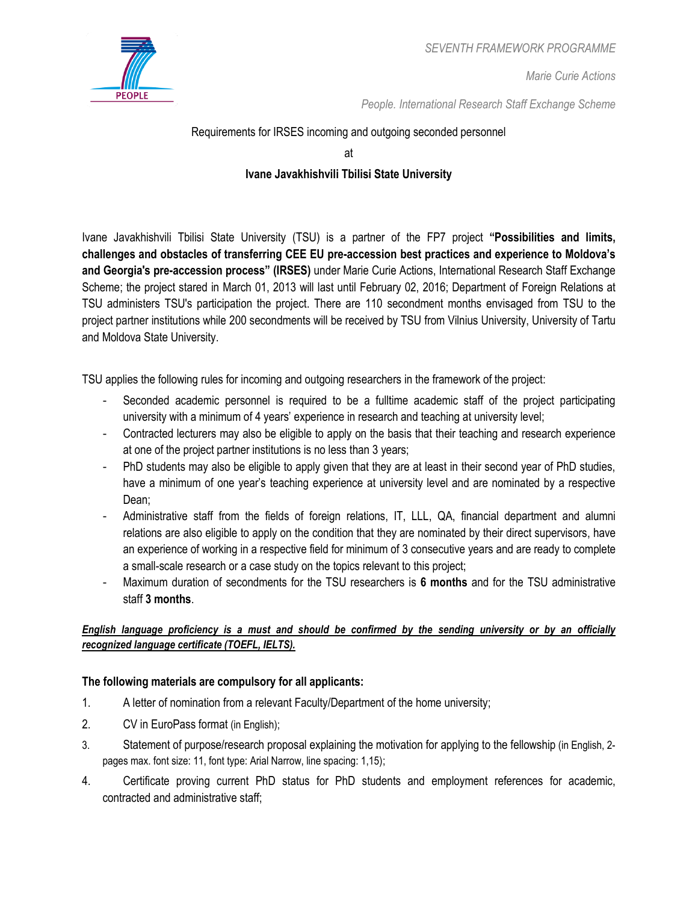*SEVENTH FRAMEWORK PROGRAMME*

*Marie Curie Actions*

*People. International Research Staff Exchange Scheme*

Requirements for IRSES incoming and outgoing seconded personnel

at

**Ivane Javakhishvili Tbilisi State University**

Ivane Javakhishvili Tbilisi State University (TSU) is a partner of the FP7 project **"Possibilities and limits, challenges and obstacles of transferring CEE EU pre-accession best practices and experience to Moldova's and Georgia's pre-accession process" (IRSES)** under Marie Curie Actions, International Research Staff Exchange Scheme; the project stared in March 01, 2013 will last until February 02, 2016; Department of Foreign Relations at TSU administers TSU's participation the project. There are 110 secondment months envisaged from TSU to the project partner institutions while 200 secondments will be received by TSU from Vilnius University, University of Tartu and Moldova State University.

TSU applies the following rules for incoming and outgoing researchers in the framework of the project:

- Seconded academic personnel is required to be a fulltime academic staff of the project participating university with a minimum of 4 years' experience in research and teaching at university level;
- Contracted lecturers may also be eligible to apply on the basis that their teaching and research experience at one of the project partner institutions is no less than 3 years;
- PhD students may also be eligible to apply given that they are at least in their second year of PhD studies, have a minimum of one year's teaching experience at university level and are nominated by a respective Dean;
- Administrative staff from the fields of foreign relations, IT, LLL, QA, financial department and alumni relations are also eligible to apply on the condition that they are nominated by their direct supervisors, have an experience of working in a respective field for minimum of 3 consecutive years and are ready to complete a small-scale research or a case study on the topics relevant to this project;
- Maximum duration of secondments for the TSU researchers is **6 months** and for the TSU administrative staff **3 months**.

***English language proficiency is a must and should be confirmed by the sending university or by an officially recognized language certificate (TOEFL, IELTS).***

**The following materials are compulsory for all applicants:**

1. A letter of nomination from a relevant Faculty/Department of the home university;
2. CV in EuroPass format (in English);
3. Statement of purpose/research proposal explaining the motivation for applying to the fellowship (in English, 2-pages max. font size: 11, font type: Arial Narrow, line spacing: 1,15);
4. Certificate proving current PhD status for PhD students and employment references for academic, contracted and administrative staff;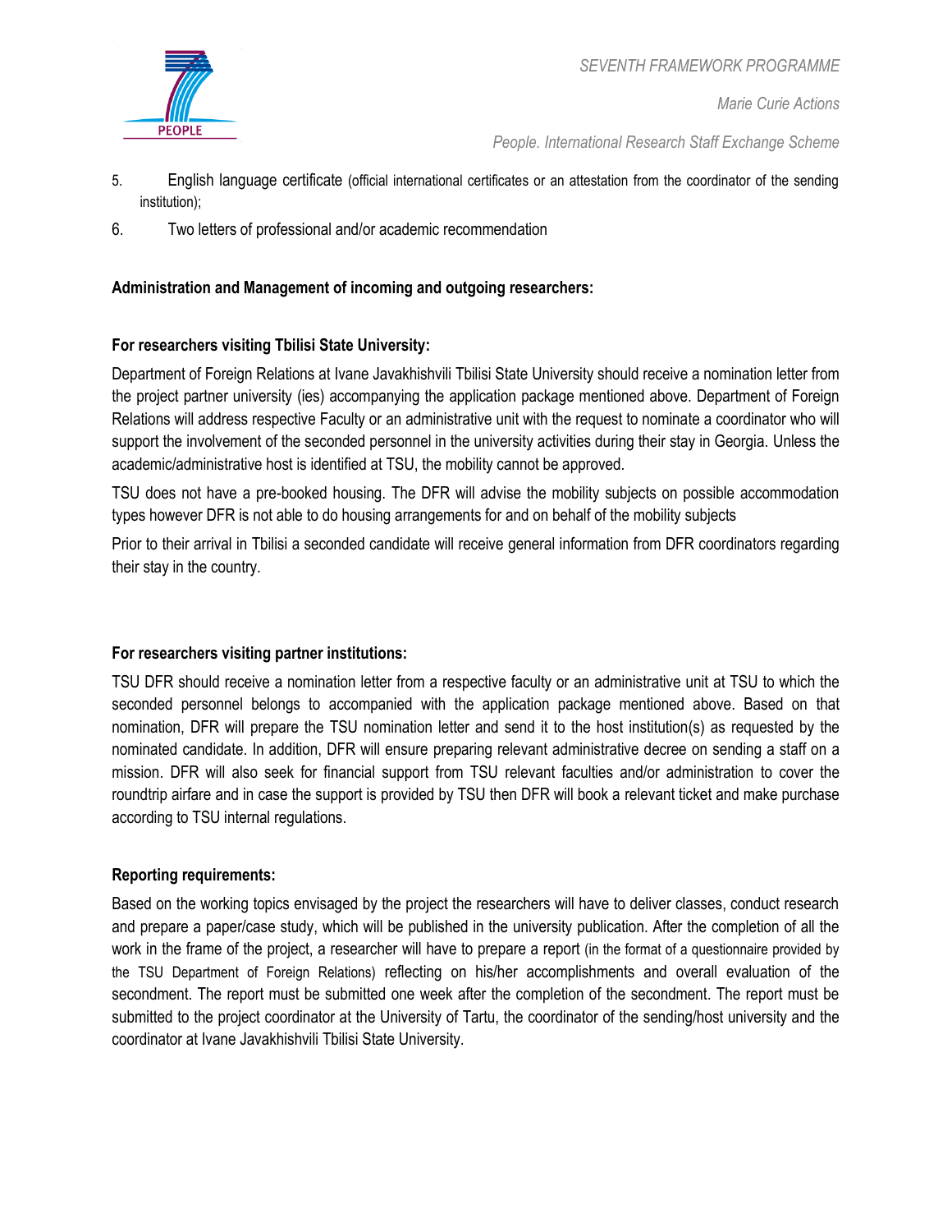5. English language certificate (official international certificates or an attestation from the coordinator of the sending institution);
6. Two letters of professional and/or academic recommendation

**Administration and Management of incoming and outgoing researchers:**

**For researchers visiting Tbilisi State University:**

Department of Foreign Relations at Ivane Javakhishvili Tbilisi State University should receive a nomination letter from the project partner university (ies) accompanying the application package mentioned above. Department of Foreign Relations will address respective Faculty or an administrative unit with the request to nominate a coordinator who will support the involvement of the seconded personnel in the university activities during their stay in Georgia. Unless the academic/administrative host is identified at TSU, the mobility cannot be approved.

TSU does not have a pre-booked housing. The DFR will advise the mobility subjects on possible accommodation types however DFR is not able to do housing arrangements for and on behalf of the mobility subjects

Prior to their arrival in Tbilisi a seconded candidate will receive general information from DFR coordinators regarding their stay in the country.

**For researchers visiting partner institutions:**

TSU DFR should receive a nomination letter from a respective faculty or an administrative unit at TSU to which the seconded personnel belongs to accompanied with the application package mentioned above. Based on that nomination, DFR will prepare the TSU nomination letter and send it to the host institution(s) as requested by the nominated candidate. In addition, DFR will ensure preparing relevant administrative decree on sending a staff on a mission. DFR will also seek for financial support from TSU relevant faculties and/or administration to cover the roundtrip airfare and in case the support is provided by TSU then DFR will book a relevant ticket and make purchase according to TSU internal regulations.

**Reporting requirements:**

Based on the working topics envisaged by the project the researchers will have to deliver classes, conduct research and prepare a paper/case study, which will be published in the university publication. After the completion of all the work in the frame of the project, a researcher will have to prepare a report (in the format of a questionnaire provided by the TSU Department of Foreign Relations) reflecting on his/her accomplishments and overall evaluation of the secondment. The report must be submitted one week after the completion of the secondment. The report must be submitted to the project coordinator at the University of Tartu, the coordinator of the sending/host university and the coordinator at Ivane Javakhishvili Tbilisi State University.